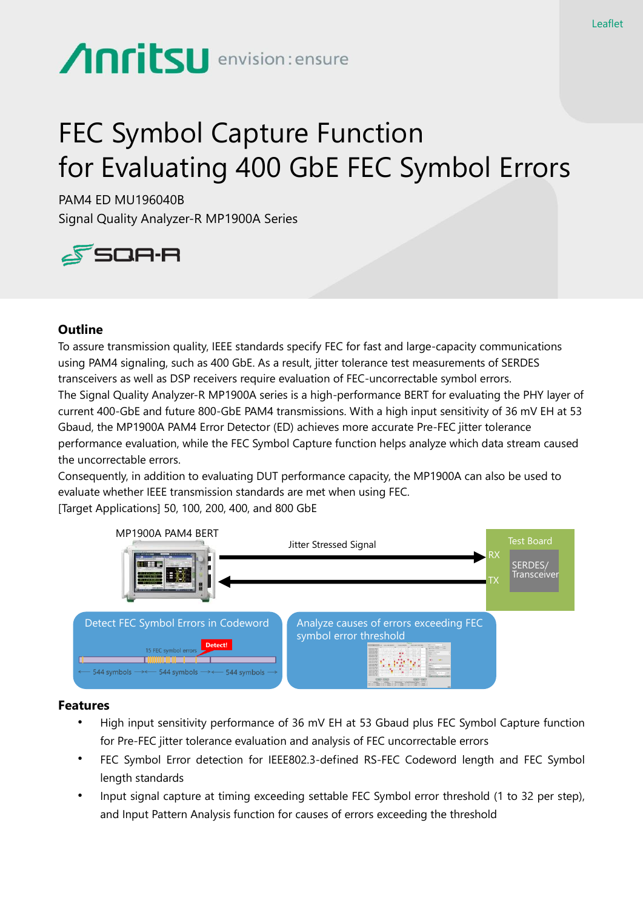Leaflet

# FEC Symbol Capture Function for Evaluating 400 GbE FEC Symbol Errors

PAM4 ED MU196040B
Signal Quality Analyzer-R MP1900A Series

## Outline

To assure transmission quality, IEEE standards specify FEC for fast and large-capacity communications using PAM4 signaling, such as 400 GbE. As a result, jitter tolerance test measurements of SERDES transceivers as well as DSP receivers require evaluation of FEC-uncorrectable symbol errors.
The Signal Quality Analyzer-R MP1900A series is a high-performance BERT for evaluating the PHY layer of current 400-GbE and future 800-GbE PAM4 transmissions. With a high input sensitivity of 36 mV EH at 53 Gbaud, the MP1900A PAM4 Error Detector (ED) achieves more accurate Pre-FEC jitter tolerance performance evaluation, while the FEC Symbol Capture function helps analyze which data stream caused the uncorrectable errors.
Consequently, in addition to evaluating DUT performance capacity, the MP1900A can also be used to evaluate whether IEEE transmission standards are met when using FEC.
[Target Applications] 50, 100, 200, 400, and 800 GbE

MP1900A PAM4 BERT — Jitter Stressed Signal — Test Board (RX, TX, SERDES/Transceiver)

Detect FEC Symbol Errors in Codeword — 15 FEC symbol errors — Detect! — 544 symbols — 544 symbols — 544 symbols

Analyze causes of errors exceeding FEC symbol error threshold

## Features

- High input sensitivity performance of 36 mV EH at 53 Gbaud plus FEC Symbol Capture function for Pre-FEC jitter tolerance evaluation and analysis of FEC uncorrectable errors
- FEC Symbol Error detection for IEEE802.3-defined RS-FEC Codeword length and FEC Symbol length standards
- Input signal capture at timing exceeding settable FEC Symbol error threshold (1 to 32 per step), and Input Pattern Analysis function for causes of errors exceeding the threshold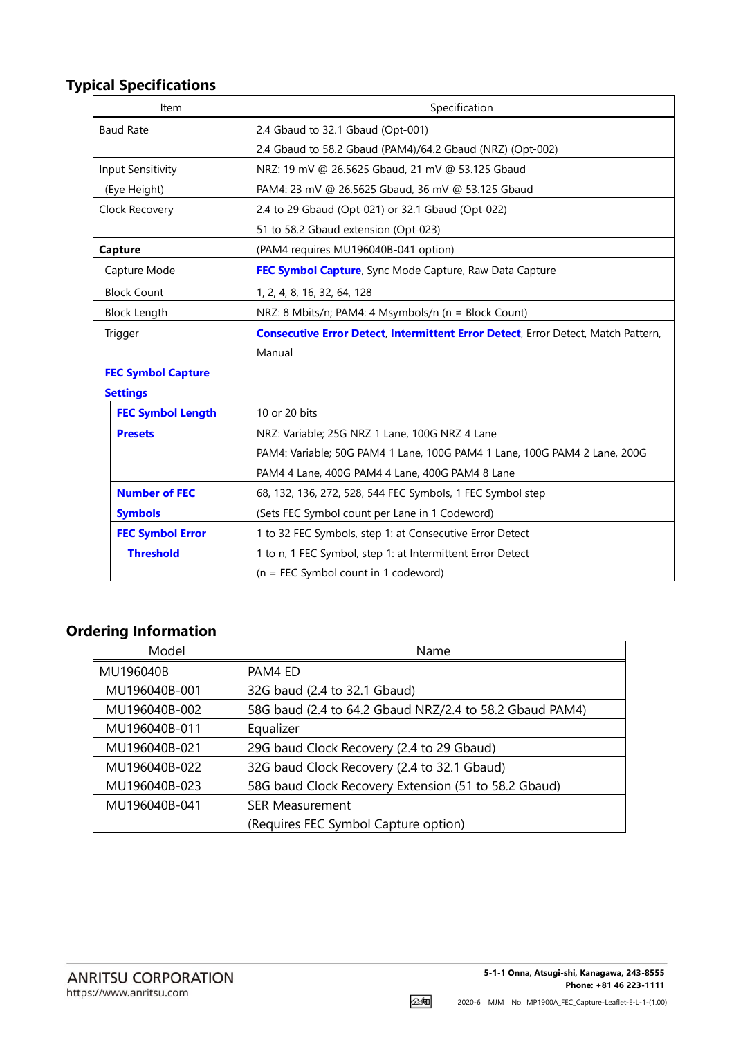## Typical Specifications

| Item | Specification |
|---|---|
| Baud Rate | 2.4 Gbaud to 32.1 Gbaud (Opt-001)<br>2.4 Gbaud to 58.2 Gbaud (PAM4)/64.2 Gbaud (NRZ) (Opt-002) |
| Input Sensitivity (Eye Height) | NRZ: 19 mV @ 26.5625 Gbaud, 21 mV @ 53.125 Gbaud<br>PAM4: 23 mV @ 26.5625 Gbaud, 36 mV @ 53.125 Gbaud |
| Clock Recovery | 2.4 to 29 Gbaud (Opt-021) or 32.1 Gbaud (Opt-022)<br>51 to 58.2 Gbaud extension (Opt-023) |
| **Capture** | (PAM4 requires MU196040B-041 option) |
| Capture Mode | **FEC Symbol Capture**, Sync Mode Capture, Raw Data Capture |
| Block Count | 1, 2, 4, 8, 16, 32, 64, 128 |
| Block Length | NRZ: 8 Mbits/n; PAM4: 4 Msymbols/n (n = Block Count) |
| Trigger | **Consecutive Error Detect**, **Intermittent Error Detect**, Error Detect, Match Pattern, Manual |
| **FEC Symbol Capture Settings** | |
| **FEC Symbol Length** | 10 or 20 bits |
| **Presets** | NRZ: Variable; 25G NRZ 1 Lane, 100G NRZ 4 Lane<br>PAM4: Variable; 50G PAM4 1 Lane, 100G PAM4 1 Lane, 100G PAM4 2 Lane, 200G PAM4 4 Lane, 400G PAM4 4 Lane, 400G PAM4 8 Lane |
| **Number of FEC Symbols** | 68, 132, 136, 272, 528, 544 FEC Symbols, 1 FEC Symbol step<br>(Sets FEC Symbol count per Lane in 1 Codeword) |
| **FEC Symbol Error Threshold** | 1 to 32 FEC Symbols, step 1: at Consecutive Error Detect<br>1 to n, 1 FEC Symbol, step 1: at Intermittent Error Detect<br>(n = FEC Symbol count in 1 codeword) |

## Ordering Information

| Model | Name |
|---|---|
| MU196040B | PAM4 ED |
| MU196040B-001 | 32G baud (2.4 to 32.1 Gbaud) |
| MU196040B-002 | 58G baud (2.4 to 64.2 Gbaud NRZ/2.4 to 58.2 Gbaud PAM4) |
| MU196040B-011 | Equalizer |
| MU196040B-021 | 29G baud Clock Recovery (2.4 to 29 Gbaud) |
| MU196040B-022 | 32G baud Clock Recovery (2.4 to 32.1 Gbaud) |
| MU196040B-023 | 58G baud Clock Recovery Extension (51 to 58.2 Gbaud) |
| MU196040B-041 | SER Measurement<br>(Requires FEC Symbol Capture option) |

ANRITSU CORPORATION
https://www.anritsu.com

**5-1-1 Onna, Atsugi-shi, Kanagawa, 243-8555**
**Phone: +81 46 223-1111**

公知 2020-6 MJM No. MP1900A_FEC_Capture-Leaflet-E-L-1-(1.00)